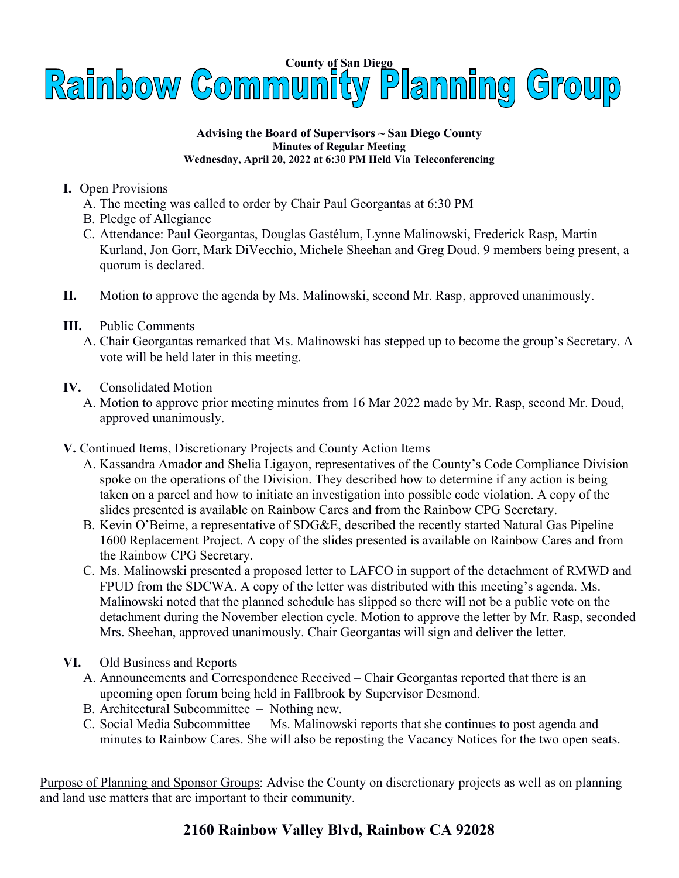**County of San Diego**

# Rainbow Community Planning Group

**Advising the Board of Supervisors ~ San Diego County**
**Minutes of Regular Meeting**
**Wednesday, April 20, 2022 at 6:30 PM Held Via Teleconferencing**

**I.** Open Provisions

A. The meeting was called to order by Chair Paul Georgantas at 6:30 PM

B. Pledge of Allegiance

C. Attendance: Paul Georgantas, Douglas Gastélum, Lynne Malinowski, Frederick Rasp, Martin Kurland, Jon Gorr, Mark DiVecchio, Michele Sheehan and Greg Doud. 9 members being present, a quorum is declared.

**II.** Motion to approve the agenda by Ms. Malinowski, second Mr. Rasp, approved unanimously.

**III.** Public Comments

A. Chair Georgantas remarked that Ms. Malinowski has stepped up to become the group's Secretary. A vote will be held later in this meeting.

**IV.** Consolidated Motion

A. Motion to approve prior meeting minutes from 16 Mar 2022 made by Mr. Rasp, second Mr. Doud, approved unanimously.

**V.** Continued Items, Discretionary Projects and County Action Items

A. Kassandra Amador and Shelia Ligayon, representatives of the County's Code Compliance Division spoke on the operations of the Division. They described how to determine if any action is being taken on a parcel and how to initiate an investigation into possible code violation. A copy of the slides presented is available on Rainbow Cares and from the Rainbow CPG Secretary.

B. Kevin O'Beirne, a representative of SDG&E, described the recently started Natural Gas Pipeline 1600 Replacement Project. A copy of the slides presented is available on Rainbow Cares and from the Rainbow CPG Secretary.

C. Ms. Malinowski presented a proposed letter to LAFCO in support of the detachment of RMWD and FPUD from the SDCWA. A copy of the letter was distributed with this meeting's agenda. Ms. Malinowski noted that the planned schedule has slipped so there will not be a public vote on the detachment during the November election cycle. Motion to approve the letter by Mr. Rasp, seconded Mrs. Sheehan, approved unanimously. Chair Georgantas will sign and deliver the letter.

**VI.** Old Business and Reports

A. Announcements and Correspondence Received – Chair Georgantas reported that there is an upcoming open forum being held in Fallbrook by Supervisor Desmond.

B. Architectural Subcommittee – Nothing new.

C. Social Media Subcommittee – Ms. Malinowski reports that she continues to post agenda and minutes to Rainbow Cares. She will also be reposting the Vacancy Notices for the two open seats.

Purpose of Planning and Sponsor Groups: Advise the County on discretionary projects as well as on planning and land use matters that are important to their community.

**2160 Rainbow Valley Blvd, Rainbow CA 92028**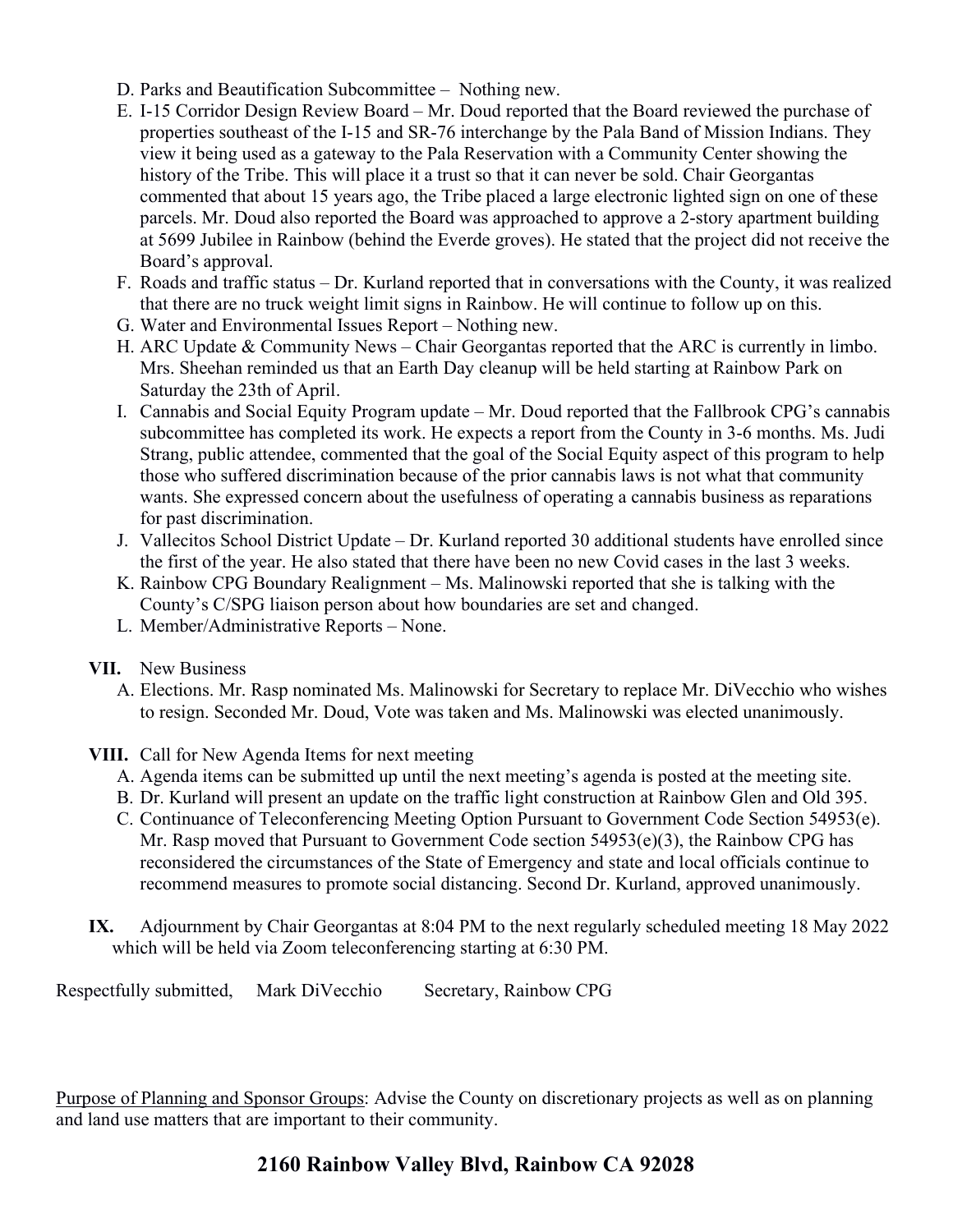D. Parks and Beautification Subcommittee – Nothing new.

E. I-15 Corridor Design Review Board – Mr. Doud reported that the Board reviewed the purchase of properties southeast of the I-15 and SR-76 interchange by the Pala Band of Mission Indians. They view it being used as a gateway to the Pala Reservation with a Community Center showing the history of the Tribe. This will place it a trust so that it can never be sold. Chair Georgantas commented that about 15 years ago, the Tribe placed a large electronic lighted sign on one of these parcels. Mr. Doud also reported the Board was approached to approve a 2-story apartment building at 5699 Jubilee in Rainbow (behind the Everde groves). He stated that the project did not receive the Board's approval.

F. Roads and traffic status – Dr. Kurland reported that in conversations with the County, it was realized that there are no truck weight limit signs in Rainbow. He will continue to follow up on this.

G. Water and Environmental Issues Report – Nothing new.

H. ARC Update & Community News – Chair Georgantas reported that the ARC is currently in limbo. Mrs. Sheehan reminded us that an Earth Day cleanup will be held starting at Rainbow Park on Saturday the 23th of April.

I. Cannabis and Social Equity Program update – Mr. Doud reported that the Fallbrook CPG's cannabis subcommittee has completed its work. He expects a report from the County in 3-6 months. Ms. Judi Strang, public attendee, commented that the goal of the Social Equity aspect of this program to help those who suffered discrimination because of the prior cannabis laws is not what that community wants. She expressed concern about the usefulness of operating a cannabis business as reparations for past discrimination.

J. Vallecitos School District Update – Dr. Kurland reported 30 additional students have enrolled since the first of the year. He also stated that there have been no new Covid cases in the last 3 weeks.

K. Rainbow CPG Boundary Realignment – Ms. Malinowski reported that she is talking with the County's C/SPG liaison person about how boundaries are set and changed.

L. Member/Administrative Reports – None.

**VII.** New Business

A. Elections. Mr. Rasp nominated Ms. Malinowski for Secretary to replace Mr. DiVecchio who wishes to resign. Seconded Mr. Doud, Vote was taken and Ms. Malinowski was elected unanimously.

**VIII.** Call for New Agenda Items for next meeting

A. Agenda items can be submitted up until the next meeting's agenda is posted at the meeting site.

B. Dr. Kurland will present an update on the traffic light construction at Rainbow Glen and Old 395.

C. Continuance of Teleconferencing Meeting Option Pursuant to Government Code Section 54953(e). Mr. Rasp moved that Pursuant to Government Code section 54953(e)(3), the Rainbow CPG has reconsidered the circumstances of the State of Emergency and state and local officials continue to recommend measures to promote social distancing. Second Dr. Kurland, approved unanimously.

**IX.** Adjournment by Chair Georgantas at 8:04 PM to the next regularly scheduled meeting 18 May 2022 which will be held via Zoom teleconferencing starting at 6:30 PM.

Respectfully submitted, Mark DiVecchio Secretary, Rainbow CPG

Purpose of Planning and Sponsor Groups: Advise the County on discretionary projects as well as on planning and land use matters that are important to their community.

**2160 Rainbow Valley Blvd, Rainbow CA 92028**